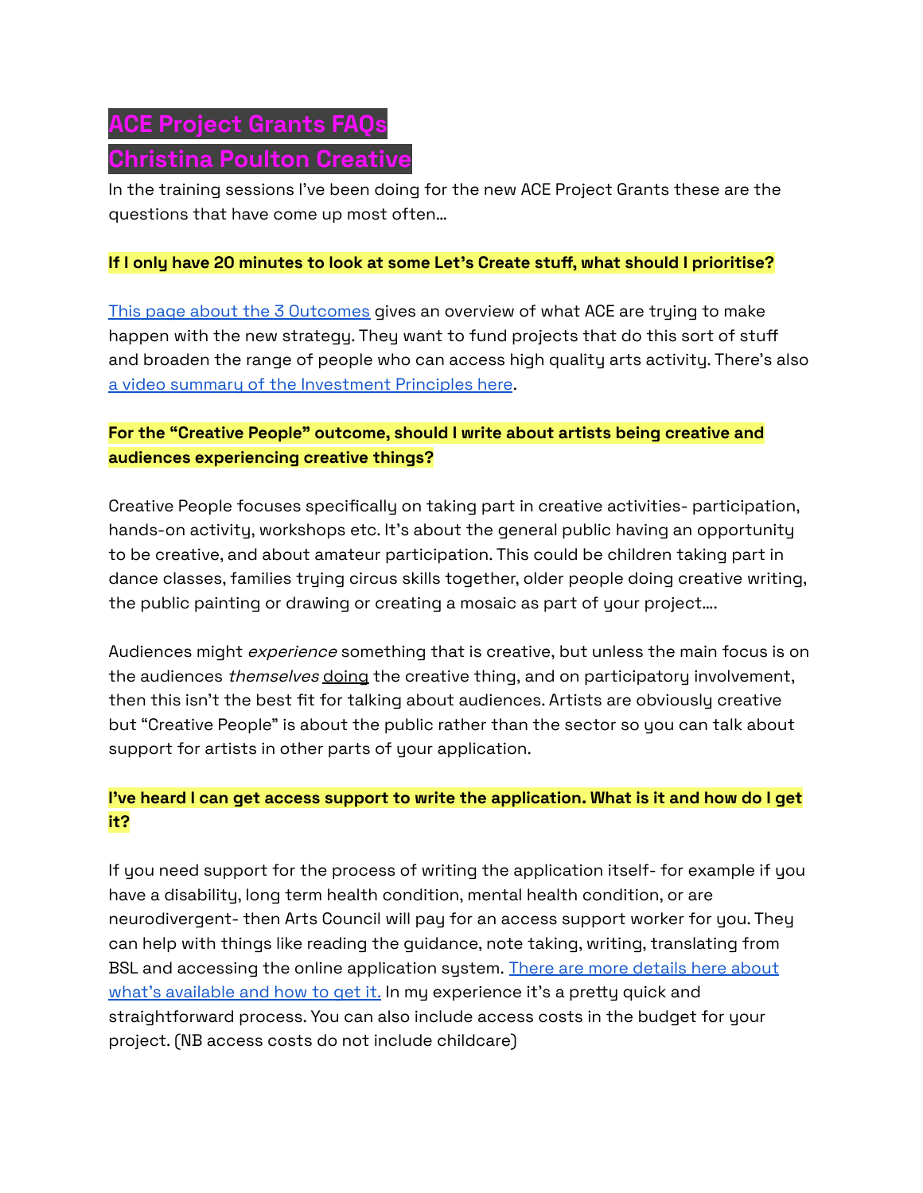# ACE Project Grants FAQs

# Christina Poulton Creative

In the training sessions I've been doing for the new ACE Project Grants these are the questions that have come up most often...

**If I only have 20 minutes to look at some Let's Create stuff, what should I prioritise?**

[This page about the 3 Outcomes]() gives an overview of what ACE are trying to make happen with the new strategy. They want to fund projects that do this sort of stuff and broaden the range of people who can access high quality arts activity. There's also [a video summary of the Investment Principles here]().

**For the "Creative People" outcome, should I write about artists being creative and audiences experiencing creative things?**

Creative People focuses specifically on taking part in creative activities- participation, hands-on activity, workshops etc. It's about the general public having an opportunity to be creative, and about amateur participation. This could be children taking part in dance classes, families trying circus skills together, older people doing creative writing, the public painting or drawing or creating a mosaic as part of your project....

Audiences might *experience* something that is creative, but unless the main focus is on the audiences *themselves* <u>doing</u> the creative thing, and on participatory involvement, then this isn't the best fit for talking about audiences. Artists are obviously creative but "Creative People" is about the public rather than the sector so you can talk about support for artists in other parts of your application.

**I've heard I can get access support to write the application. What is it and how do I get it?**

If you need support for the process of writing the application itself- for example if you have a disability, long term health condition, mental health condition, or are neurodivergent- then Arts Council will pay for an access support worker for you. They can help with things like reading the guidance, note taking, writing, translating from BSL and accessing the online application system. [There are more details here about what's available and how to get it.]() In my experience it's a pretty quick and straightforward process. You can also include access costs in the budget for your project. (NB access costs do not include childcare)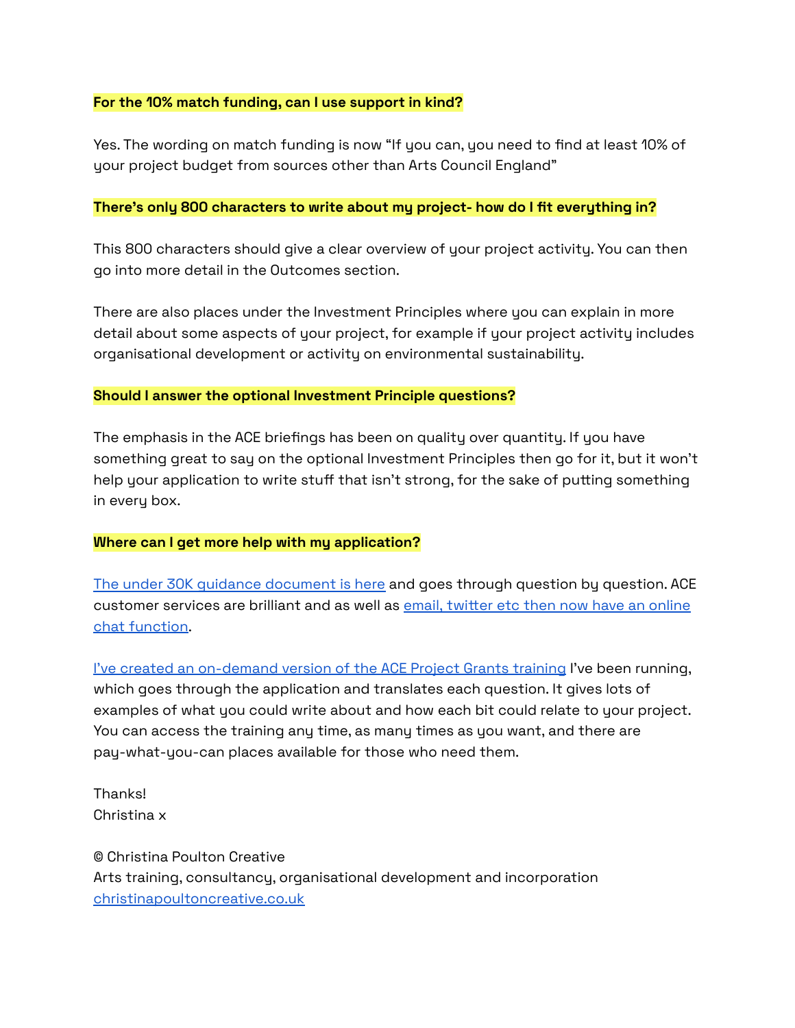**For the 10% match funding, can I use support in kind?**

Yes. The wording on match funding is now "If you can, you need to find at least 10% of your project budget from sources other than Arts Council England"

**There's only 800 characters to write about my project- how do I fit everything in?**

This 800 characters should give a clear overview of your project activity. You can then go into more detail in the Outcomes section.

There are also places under the Investment Principles where you can explain in more detail about some aspects of your project, for example if your project activity includes organisational development or activity on environmental sustainability.

**Should I answer the optional Investment Principle questions?**

The emphasis in the ACE briefings has been on quality over quantity. If you have something great to say on the optional Investment Principles then go for it, but it won't help your application to write stuff that isn't strong, for the sake of putting something in every box.

**Where can I get more help with my application?**

The under 30K guidance document is here and goes through question by question. ACE customer services are brilliant and as well as email, twitter etc then now have an online chat function.

I've created an on-demand version of the ACE Project Grants training I've been running, which goes through the application and translates each question. It gives lots of examples of what you could write about and how each bit could relate to your project. You can access the training any time, as many times as you want, and there are pay-what-you-can places available for those who need them.

Thanks!
Christina x

© Christina Poulton Creative
Arts training, consultancy, organisational development and incorporation
christinapoultoncreative.co.uk